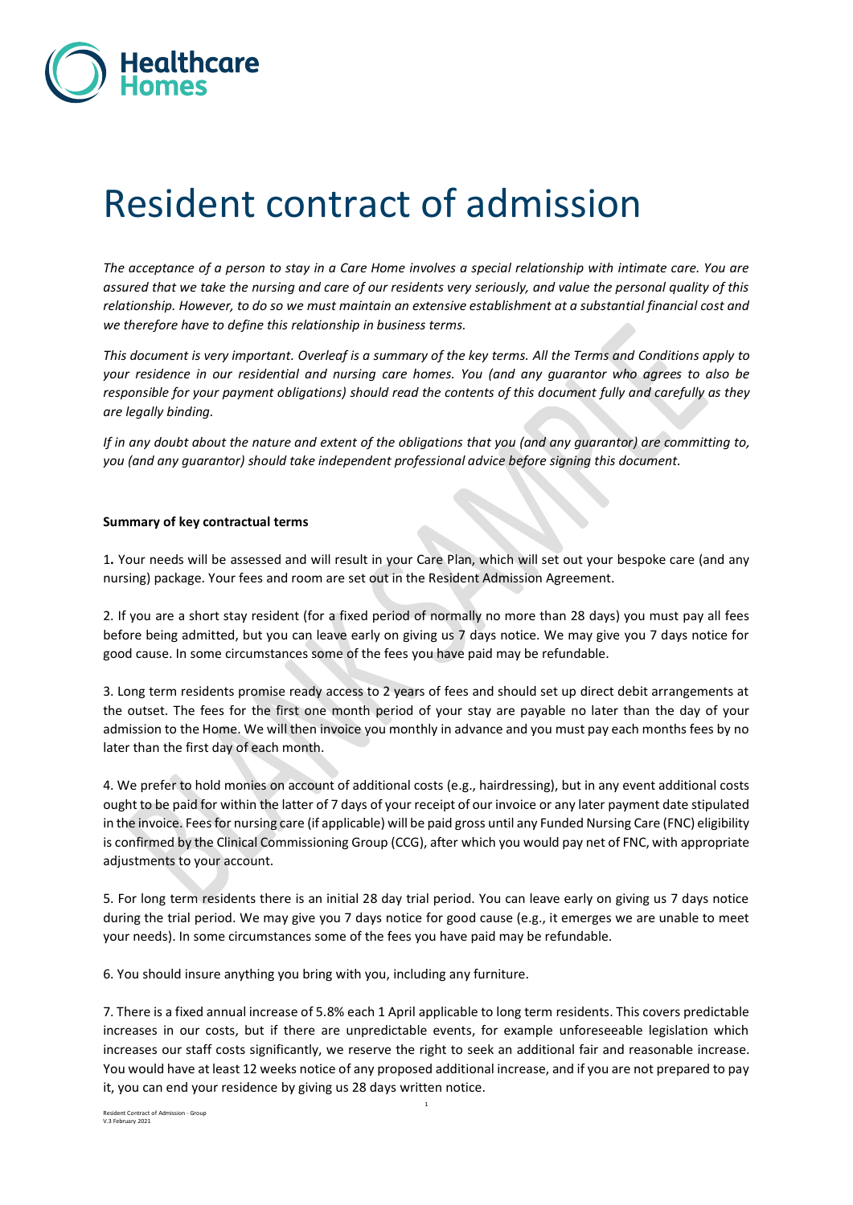# Resident contract of admission

*The acceptance of a person to stay in a Care Home involves a special relationship with intimate care. You are assured that we take the nursing and care of our residents very seriously, and value the personal quality of this relationship. However, to do so we must maintain an extensive establishment at a substantial financial cost and we therefore have to define this relationship in business terms.*

*This document is very important. Overleaf is a summary of the key terms. All the Terms and Conditions apply to your residence in our residential and nursing care homes. You (and any guarantor who agrees to also be responsible for your payment obligations) should read the contents of this document fully and carefully as they are legally binding.*

*If in any doubt about the nature and extent of the obligations that you (and any guarantor) are committing to, you (and any guarantor) should take independent professional advice before signing this document.*

**Summary of key contractual terms**

1**.** Your needs will be assessed and will result in your Care Plan, which will set out your bespoke care (and any nursing) package. Your fees and room are set out in the Resident Admission Agreement.

2. If you are a short stay resident (for a fixed period of normally no more than 28 days) you must pay all fees before being admitted, but you can leave early on giving us 7 days notice. We may give you 7 days notice for good cause. In some circumstances some of the fees you have paid may be refundable.

3. Long term residents promise ready access to 2 years of fees and should set up direct debit arrangements at the outset. The fees for the first one month period of your stay are payable no later than the day of your admission to the Home. We will then invoice you monthly in advance and you must pay each months fees by no later than the first day of each month.

4. We prefer to hold monies on account of additional costs (e.g., hairdressing), but in any event additional costs ought to be paid for within the latter of 7 days of your receipt of our invoice or any later payment date stipulated in the invoice. Fees for nursing care (if applicable) will be paid gross until any Funded Nursing Care (FNC) eligibility is confirmed by the Clinical Commissioning Group (CCG), after which you would pay net of FNC, with appropriate adjustments to your account.

5. For long term residents there is an initial 28 day trial period. You can leave early on giving us 7 days notice during the trial period. We may give you 7 days notice for good cause (e.g., it emerges we are unable to meet your needs). In some circumstances some of the fees you have paid may be refundable.

6. You should insure anything you bring with you, including any furniture.

7. There is a fixed annual increase of 5.8% each 1 April applicable to long term residents. This covers predictable increases in our costs, but if there are unpredictable events, for example unforeseeable legislation which increases our staff costs significantly, we reserve the right to seek an additional fair and reasonable increase. You would have at least 12 weeks notice of any proposed additional increase, and if you are not prepared to pay it, you can end your residence by giving us 28 days written notice.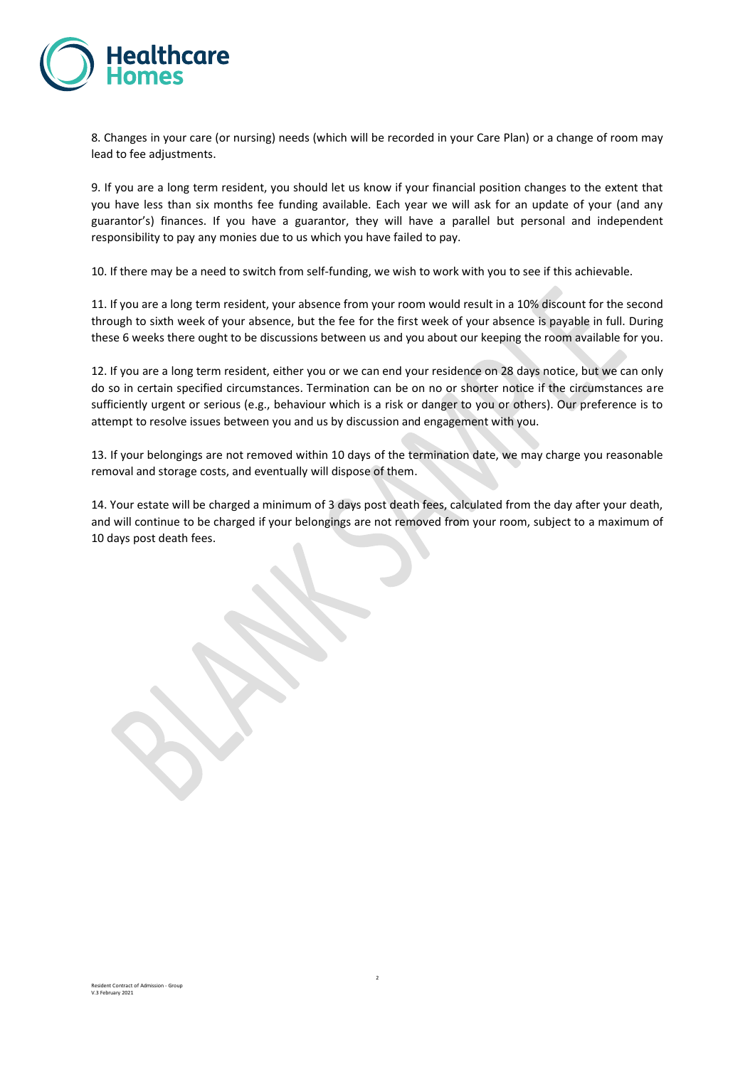8. Changes in your care (or nursing) needs (which will be recorded in your Care Plan) or a change of room may lead to fee adjustments.

9. If you are a long term resident, you should let us know if your financial position changes to the extent that you have less than six months fee funding available. Each year we will ask for an update of your (and any guarantor's) finances. If you have a guarantor, they will have a parallel but personal and independent responsibility to pay any monies due to us which you have failed to pay.

10. If there may be a need to switch from self-funding, we wish to work with you to see if this achievable.

11. If you are a long term resident, your absence from your room would result in a 10% discount for the second through to sixth week of your absence, but the fee for the first week of your absence is payable in full. During these 6 weeks there ought to be discussions between us and you about our keeping the room available for you.

12. If you are a long term resident, either you or we can end your residence on 28 days notice, but we can only do so in certain specified circumstances. Termination can be on no or shorter notice if the circumstances are sufficiently urgent or serious (e.g., behaviour which is a risk or danger to you or others). Our preference is to attempt to resolve issues between you and us by discussion and engagement with you.

13. If your belongings are not removed within 10 days of the termination date, we may charge you reasonable removal and storage costs, and eventually will dispose of them.

14. Your estate will be charged a minimum of 3 days post death fees, calculated from the day after your death, and will continue to be charged if your belongings are not removed from your room, subject to a maximum of 10 days post death fees.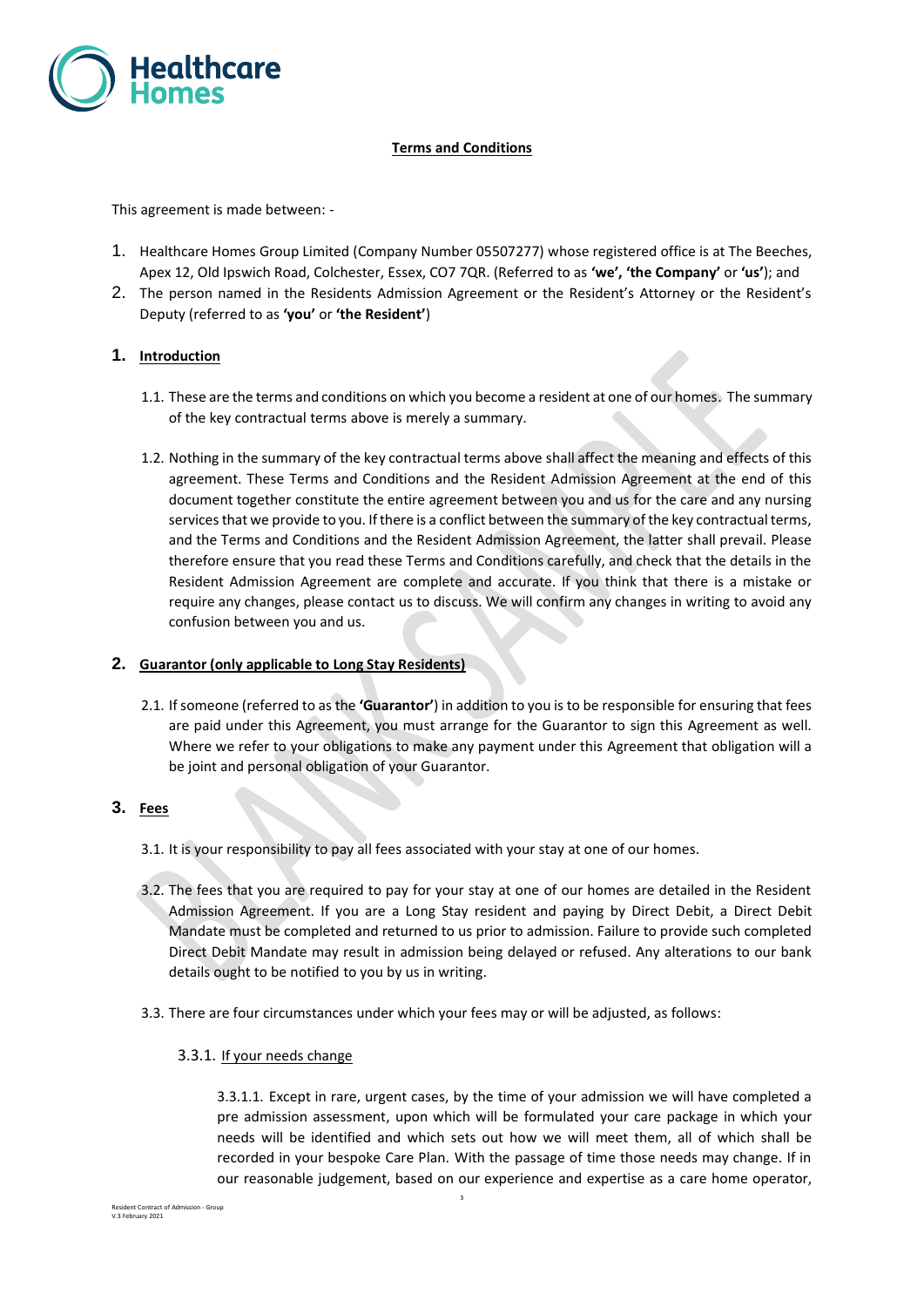**Terms and Conditions**

This agreement is made between: -

1. Healthcare Homes Group Limited (Company Number 05507277) whose registered office is at The Beeches, Apex 12, Old Ipswich Road, Colchester, Essex, CO7 7QR. (Referred to as **'we', 'the Company'** or **'us'**); and
2. The person named in the Residents Admission Agreement or the Resident's Attorney or the Resident's Deputy (referred to as **'you'** or **'the Resident'**)

## 1. Introduction

1.1. These are the terms and conditions on which you become a resident at one of our homes. The summary of the key contractual terms above is merely a summary.

1.2. Nothing in the summary of the key contractual terms above shall affect the meaning and effects of this agreement. These Terms and Conditions and the Resident Admission Agreement at the end of this document together constitute the entire agreement between you and us for the care and any nursing services that we provide to you. If there is a conflict between the summary of the key contractual terms, and the Terms and Conditions and the Resident Admission Agreement, the latter shall prevail. Please therefore ensure that you read these Terms and Conditions carefully, and check that the details in the Resident Admission Agreement are complete and accurate. If you think that there is a mistake or require any changes, please contact us to discuss. We will confirm any changes in writing to avoid any confusion between you and us.

## 2. Guarantor (only applicable to Long Stay Residents)

2.1. If someone (referred to as the **'Guarantor'**) in addition to you is to be responsible for ensuring that fees are paid under this Agreement, you must arrange for the Guarantor to sign this Agreement as well. Where we refer to your obligations to make any payment under this Agreement that obligation will a be joint and personal obligation of your Guarantor.

## 3. Fees

3.1. It is your responsibility to pay all fees associated with your stay at one of our homes.

3.2. The fees that you are required to pay for your stay at one of our homes are detailed in the Resident Admission Agreement. If you are a Long Stay resident and paying by Direct Debit, a Direct Debit Mandate must be completed and returned to us prior to admission. Failure to provide such completed Direct Debit Mandate may result in admission being delayed or refused. Any alterations to our bank details ought to be notified to you by us in writing.

3.3. There are four circumstances under which your fees may or will be adjusted, as follows:

3.3.1. If your needs change

3.3.1.1. Except in rare, urgent cases, by the time of your admission we will have completed a pre admission assessment, upon which will be formulated your care package in which your needs will be identified and which sets out how we will meet them, all of which shall be recorded in your bespoke Care Plan. With the passage of time those needs may change. If in our reasonable judgement, based on our experience and expertise as a care home operator,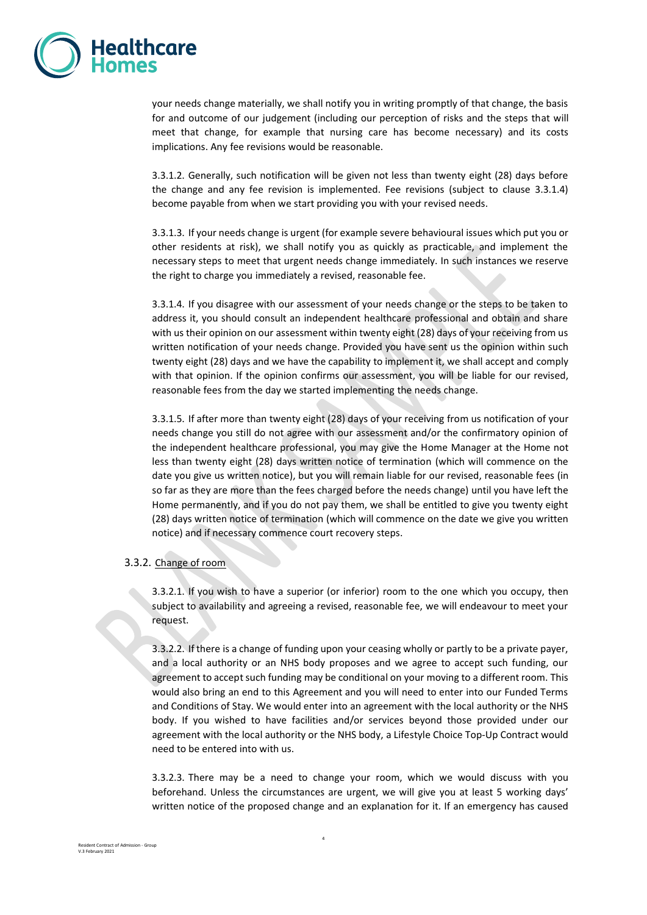your needs change materially, we shall notify you in writing promptly of that change, the basis for and outcome of our judgement (including our perception of risks and the steps that will meet that change, for example that nursing care has become necessary) and its costs implications. Any fee revisions would be reasonable.

3.3.1.2. Generally, such notification will be given not less than twenty eight (28) days before the change and any fee revision is implemented. Fee revisions (subject to clause 3.3.1.4) become payable from when we start providing you with your revised needs.

3.3.1.3. If your needs change is urgent (for example severe behavioural issues which put you or other residents at risk), we shall notify you as quickly as practicable, and implement the necessary steps to meet that urgent needs change immediately. In such instances we reserve the right to charge you immediately a revised, reasonable fee.

3.3.1.4. If you disagree with our assessment of your needs change or the steps to be taken to address it, you should consult an independent healthcare professional and obtain and share with us their opinion on our assessment within twenty eight (28) days of your receiving from us written notification of your needs change. Provided you have sent us the opinion within such twenty eight (28) days and we have the capability to implement it, we shall accept and comply with that opinion. If the opinion confirms our assessment, you will be liable for our revised, reasonable fees from the day we started implementing the needs change.

3.3.1.5. If after more than twenty eight (28) days of your receiving from us notification of your needs change you still do not agree with our assessment and/or the confirmatory opinion of the independent healthcare professional, you may give the Home Manager at the Home not less than twenty eight (28) days written notice of termination (which will commence on the date you give us written notice), but you will remain liable for our revised, reasonable fees (in so far as they are more than the fees charged before the needs change) until you have left the Home permanently, and if you do not pay them, we shall be entitled to give you twenty eight (28) days written notice of termination (which will commence on the date we give you written notice) and if necessary commence court recovery steps.

3.3.2. Change of room

3.3.2.1. If you wish to have a superior (or inferior) room to the one which you occupy, then subject to availability and agreeing a revised, reasonable fee, we will endeavour to meet your request.

3.3.2.2. If there is a change of funding upon your ceasing wholly or partly to be a private payer, and a local authority or an NHS body proposes and we agree to accept such funding, our agreement to accept such funding may be conditional on your moving to a different room. This would also bring an end to this Agreement and you will need to enter into our Funded Terms and Conditions of Stay. We would enter into an agreement with the local authority or the NHS body. If you wished to have facilities and/or services beyond those provided under our agreement with the local authority or the NHS body, a Lifestyle Choice Top-Up Contract would need to be entered into with us.

3.3.2.3. There may be a need to change your room, which we would discuss with you beforehand. Unless the circumstances are urgent, we will give you at least 5 working days' written notice of the proposed change and an explanation for it. If an emergency has caused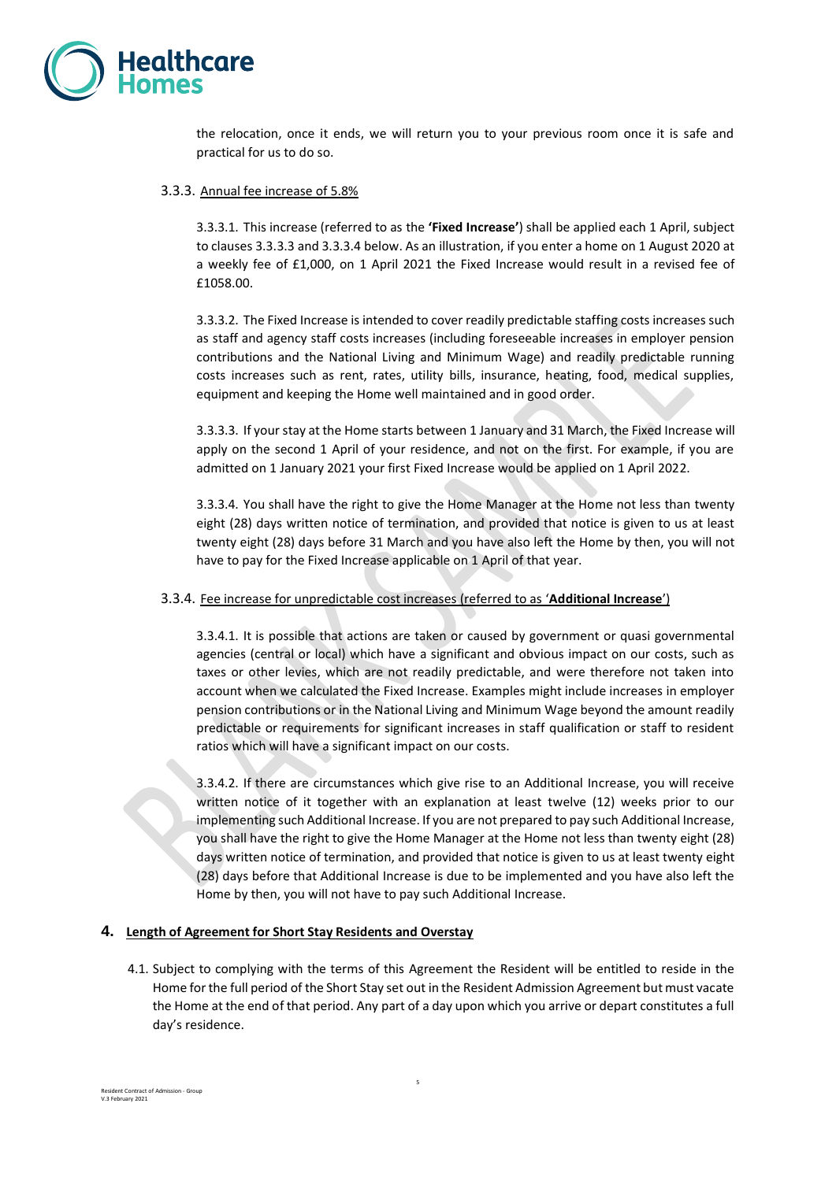the relocation, once it ends, we will return you to your previous room once it is safe and practical for us to do so.

3.3.3. Annual fee increase of 5.8%

3.3.3.1. This increase (referred to as the **'Fixed Increase'**) shall be applied each 1 April, subject to clauses 3.3.3.3 and 3.3.3.4 below. As an illustration, if you enter a home on 1 August 2020 at a weekly fee of £1,000, on 1 April 2021 the Fixed Increase would result in a revised fee of £1058.00.

3.3.3.2. The Fixed Increase is intended to cover readily predictable staffing costs increases such as staff and agency staff costs increases (including foreseeable increases in employer pension contributions and the National Living and Minimum Wage) and readily predictable running costs increases such as rent, rates, utility bills, insurance, heating, food, medical supplies, equipment and keeping the Home well maintained and in good order.

3.3.3.3. If your stay at the Home starts between 1 January and 31 March, the Fixed Increase will apply on the second 1 April of your residence, and not on the first. For example, if you are admitted on 1 January 2021 your first Fixed Increase would be applied on 1 April 2022.

3.3.3.4. You shall have the right to give the Home Manager at the Home not less than twenty eight (28) days written notice of termination, and provided that notice is given to us at least twenty eight (28) days before 31 March and you have also left the Home by then, you will not have to pay for the Fixed Increase applicable on 1 April of that year.

3.3.4. Fee increase for unpredictable cost increases (referred to as '**Additional Increase**')

3.3.4.1. It is possible that actions are taken or caused by government or quasi governmental agencies (central or local) which have a significant and obvious impact on our costs, such as taxes or other levies, which are not readily predictable, and were therefore not taken into account when we calculated the Fixed Increase. Examples might include increases in employer pension contributions or in the National Living and Minimum Wage beyond the amount readily predictable or requirements for significant increases in staff qualification or staff to resident ratios which will have a significant impact on our costs.

3.3.4.2. If there are circumstances which give rise to an Additional Increase, you will receive written notice of it together with an explanation at least twelve (12) weeks prior to our implementing such Additional Increase. If you are not prepared to pay such Additional Increase, you shall have the right to give the Home Manager at the Home not less than twenty eight (28) days written notice of termination, and provided that notice is given to us at least twenty eight (28) days before that Additional Increase is due to be implemented and you have also left the Home by then, you will not have to pay such Additional Increase.

## 4. Length of Agreement for Short Stay Residents and Overstay

4.1. Subject to complying with the terms of this Agreement the Resident will be entitled to reside in the Home for the full period of the Short Stay set out in the Resident Admission Agreement but must vacate the Home at the end of that period. Any part of a day upon which you arrive or depart constitutes a full day's residence.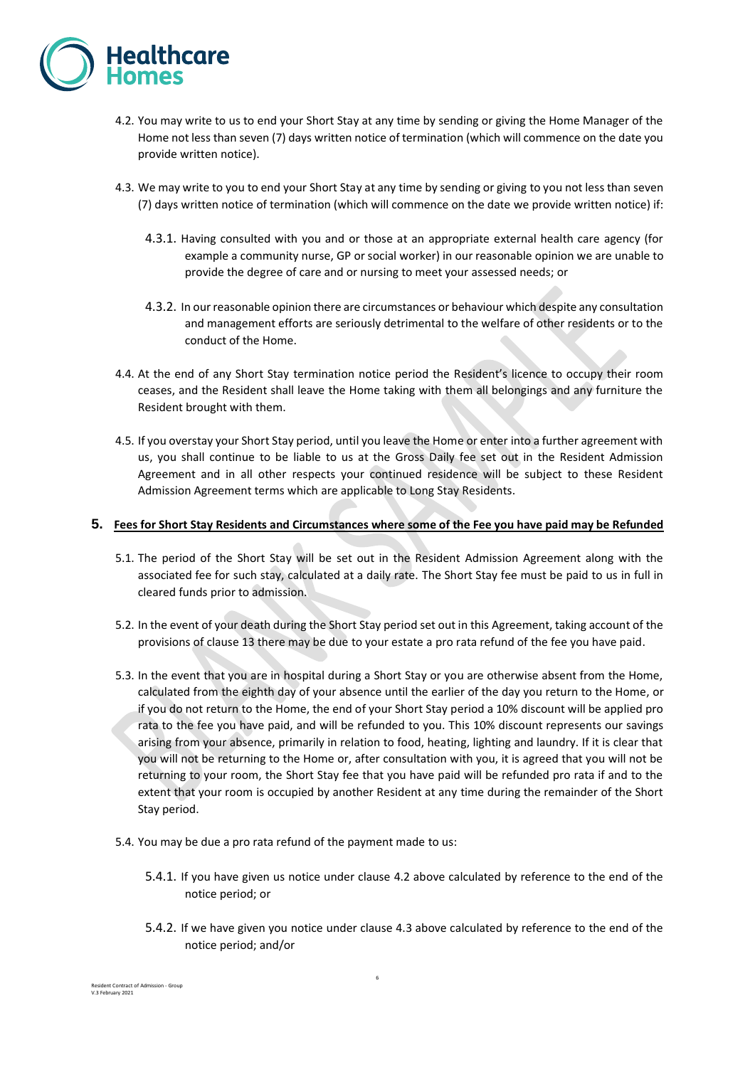4.2. You may write to us to end your Short Stay at any time by sending or giving the Home Manager of the Home not less than seven (7) days written notice of termination (which will commence on the date you provide written notice).

4.3. We may write to you to end your Short Stay at any time by sending or giving to you not less than seven (7) days written notice of termination (which will commence on the date we provide written notice) if:

4.3.1. Having consulted with you and or those at an appropriate external health care agency (for example a community nurse, GP or social worker) in our reasonable opinion we are unable to provide the degree of care and or nursing to meet your assessed needs; or

4.3.2. In our reasonable opinion there are circumstances or behaviour which despite any consultation and management efforts are seriously detrimental to the welfare of other residents or to the conduct of the Home.

4.4. At the end of any Short Stay termination notice period the Resident's licence to occupy their room ceases, and the Resident shall leave the Home taking with them all belongings and any furniture the Resident brought with them.

4.5. If you overstay your Short Stay period, until you leave the Home or enter into a further agreement with us, you shall continue to be liable to us at the Gross Daily fee set out in the Resident Admission Agreement and in all other respects your continued residence will be subject to these Resident Admission Agreement terms which are applicable to Long Stay Residents.

## 5. Fees for Short Stay Residents and Circumstances where some of the Fee you have paid may be Refunded

5.1. The period of the Short Stay will be set out in the Resident Admission Agreement along with the associated fee for such stay, calculated at a daily rate. The Short Stay fee must be paid to us in full in cleared funds prior to admission.

5.2. In the event of your death during the Short Stay period set out in this Agreement, taking account of the provisions of clause 13 there may be due to your estate a pro rata refund of the fee you have paid.

5.3. In the event that you are in hospital during a Short Stay or you are otherwise absent from the Home, calculated from the eighth day of your absence until the earlier of the day you return to the Home, or if you do not return to the Home, the end of your Short Stay period a 10% discount will be applied pro rata to the fee you have paid, and will be refunded to you. This 10% discount represents our savings arising from your absence, primarily in relation to food, heating, lighting and laundry. If it is clear that you will not be returning to the Home or, after consultation with you, it is agreed that you will not be returning to your room, the Short Stay fee that you have paid will be refunded pro rata if and to the extent that your room is occupied by another Resident at any time during the remainder of the Short Stay period.

5.4. You may be due a pro rata refund of the payment made to us:

5.4.1. If you have given us notice under clause 4.2 above calculated by reference to the end of the notice period; or

5.4.2. If we have given you notice under clause 4.3 above calculated by reference to the end of the notice period; and/or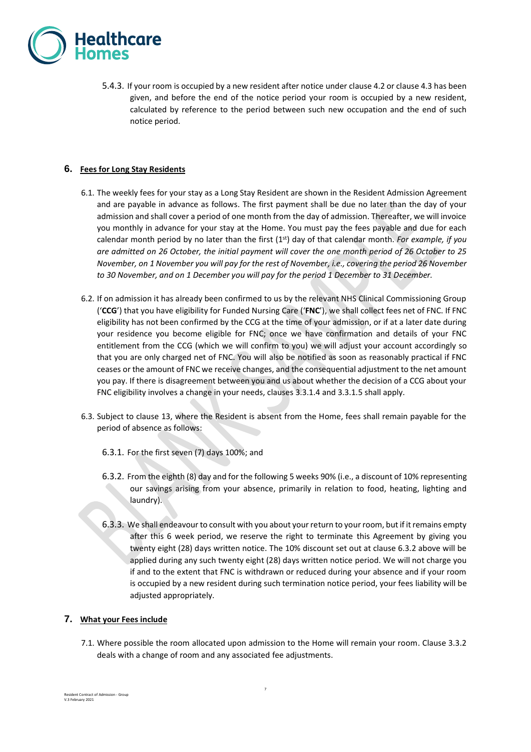5.4.3. If your room is occupied by a new resident after notice under clause 4.2 or clause 4.3 has been given, and before the end of the notice period your room is occupied by a new resident, calculated by reference to the period between such new occupation and the end of such notice period.

## 6. Fees for Long Stay Residents

6.1. The weekly fees for your stay as a Long Stay Resident are shown in the Resident Admission Agreement and are payable in advance as follows. The first payment shall be due no later than the day of your admission and shall cover a period of one month from the day of admission. Thereafter, we will invoice you monthly in advance for your stay at the Home. You must pay the fees payable and due for each calendar month period by no later than the first (1st) day of that calendar month. *For example, if you are admitted on 26 October, the initial payment will cover the one month period of 26 October to 25 November, on 1 November you will pay for the rest of November, i.e., covering the period 26 November to 30 November, and on 1 December you will pay for the period 1 December to 31 December.*

6.2. If on admission it has already been confirmed to us by the relevant NHS Clinical Commissioning Group ('**CCG**') that you have eligibility for Funded Nursing Care ('**FNC**'), we shall collect fees net of FNC. If FNC eligibility has not been confirmed by the CCG at the time of your admission, or if at a later date during your residence you become eligible for FNC; once we have confirmation and details of your FNC entitlement from the CCG (which we will confirm to you) we will adjust your account accordingly so that you are only charged net of FNC. You will also be notified as soon as reasonably practical if FNC ceases or the amount of FNC we receive changes, and the consequential adjustment to the net amount you pay. If there is disagreement between you and us about whether the decision of a CCG about your FNC eligibility involves a change in your needs, clauses 3.3.1.4 and 3.3.1.5 shall apply.

6.3. Subject to clause 13, where the Resident is absent from the Home, fees shall remain payable for the period of absence as follows:

6.3.1. For the first seven (7) days 100%; and

6.3.2. From the eighth (8) day and for the following 5 weeks 90% (i.e., a discount of 10% representing our savings arising from your absence, primarily in relation to food, heating, lighting and laundry).

6.3.3. We shall endeavour to consult with you about your return to your room, but if it remains empty after this 6 week period, we reserve the right to terminate this Agreement by giving you twenty eight (28) days written notice. The 10% discount set out at clause 6.3.2 above will be applied during any such twenty eight (28) days written notice period. We will not charge you if and to the extent that FNC is withdrawn or reduced during your absence and if your room is occupied by a new resident during such termination notice period, your fees liability will be adjusted appropriately.

## 7. What your Fees include

7.1. Where possible the room allocated upon admission to the Home will remain your room. Clause 3.3.2 deals with a change of room and any associated fee adjustments.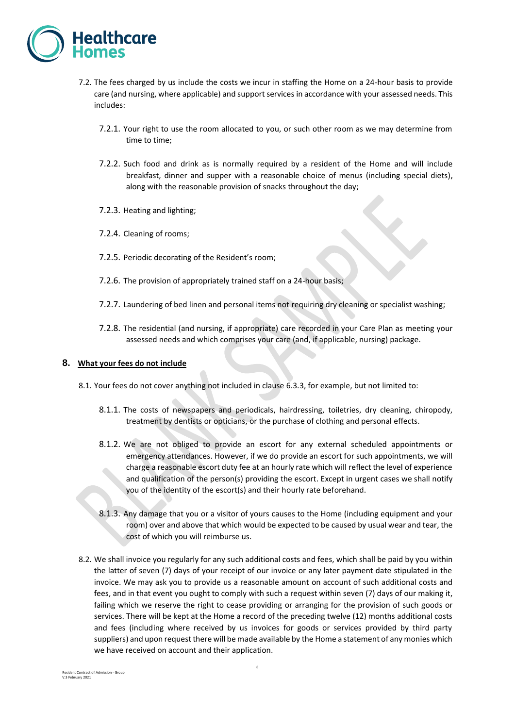7.2. The fees charged by us include the costs we incur in staffing the Home on a 24-hour basis to provide care (and nursing, where applicable) and support services in accordance with your assessed needs. This includes:

7.2.1. Your right to use the room allocated to you, or such other room as we may determine from time to time;

7.2.2. Such food and drink as is normally required by a resident of the Home and will include breakfast, dinner and supper with a reasonable choice of menus (including special diets), along with the reasonable provision of snacks throughout the day;

7.2.3. Heating and lighting;

7.2.4. Cleaning of rooms;

7.2.5. Periodic decorating of the Resident's room;

7.2.6. The provision of appropriately trained staff on a 24-hour basis;

7.2.7. Laundering of bed linen and personal items not requiring dry cleaning or specialist washing;

7.2.8. The residential (and nursing, if appropriate) care recorded in your Care Plan as meeting your assessed needs and which comprises your care (and, if applicable, nursing) package.

## 8. What your fees do not include

8.1. Your fees do not cover anything not included in clause 6.3.3, for example, but not limited to:

8.1.1. The costs of newspapers and periodicals, hairdressing, toiletries, dry cleaning, chiropody, treatment by dentists or opticians, or the purchase of clothing and personal effects.

8.1.2. We are not obliged to provide an escort for any external scheduled appointments or emergency attendances. However, if we do provide an escort for such appointments, we will charge a reasonable escort duty fee at an hourly rate which will reflect the level of experience and qualification of the person(s) providing the escort. Except in urgent cases we shall notify you of the identity of the escort(s) and their hourly rate beforehand.

8.1.3. Any damage that you or a visitor of yours causes to the Home (including equipment and your room) over and above that which would be expected to be caused by usual wear and tear, the cost of which you will reimburse us.

8.2. We shall invoice you regularly for any such additional costs and fees, which shall be paid by you within the latter of seven (7) days of your receipt of our invoice or any later payment date stipulated in the invoice. We may ask you to provide us a reasonable amount on account of such additional costs and fees, and in that event you ought to comply with such a request within seven (7) days of our making it, failing which we reserve the right to cease providing or arranging for the provision of such goods or services. There will be kept at the Home a record of the preceding twelve (12) months additional costs and fees (including where received by us invoices for goods or services provided by third party suppliers) and upon request there will be made available by the Home a statement of any monies which we have received on account and their application.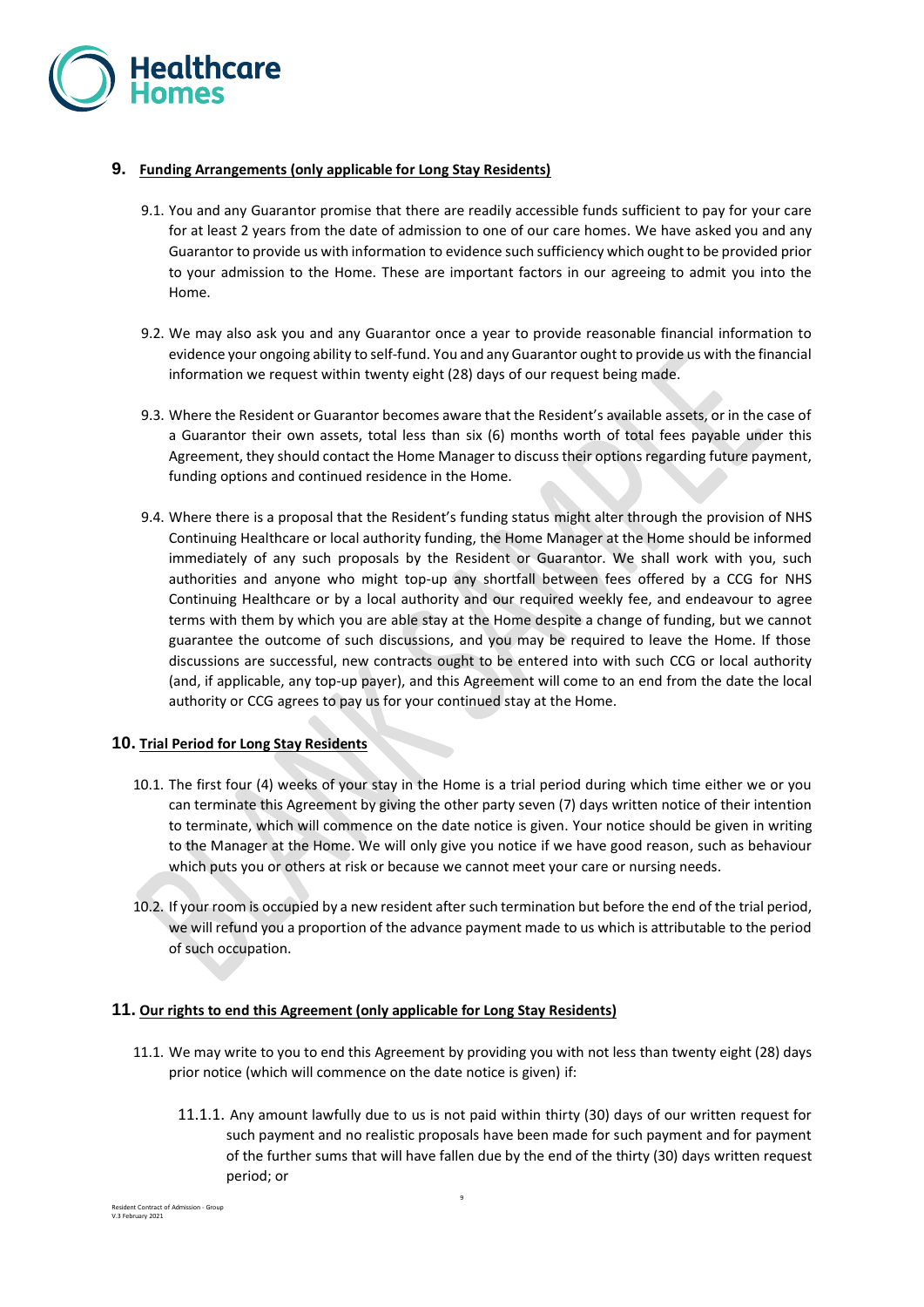## 9. Funding Arrangements (only applicable for Long Stay Residents)

9.1. You and any Guarantor promise that there are readily accessible funds sufficient to pay for your care for at least 2 years from the date of admission to one of our care homes. We have asked you and any Guarantor to provide us with information to evidence such sufficiency which ought to be provided prior to your admission to the Home. These are important factors in our agreeing to admit you into the Home.

9.2. We may also ask you and any Guarantor once a year to provide reasonable financial information to evidence your ongoing ability to self-fund. You and any Guarantor ought to provide us with the financial information we request within twenty eight (28) days of our request being made.

9.3. Where the Resident or Guarantor becomes aware that the Resident's available assets, or in the case of a Guarantor their own assets, total less than six (6) months worth of total fees payable under this Agreement, they should contact the Home Manager to discuss their options regarding future payment, funding options and continued residence in the Home.

9.4. Where there is a proposal that the Resident's funding status might alter through the provision of NHS Continuing Healthcare or local authority funding, the Home Manager at the Home should be informed immediately of any such proposals by the Resident or Guarantor. We shall work with you, such authorities and anyone who might top-up any shortfall between fees offered by a CCG for NHS Continuing Healthcare or by a local authority and our required weekly fee, and endeavour to agree terms with them by which you are able stay at the Home despite a change of funding, but we cannot guarantee the outcome of such discussions, and you may be required to leave the Home. If those discussions are successful, new contracts ought to be entered into with such CCG or local authority (and, if applicable, any top-up payer), and this Agreement will come to an end from the date the local authority or CCG agrees to pay us for your continued stay at the Home.

## 10. Trial Period for Long Stay Residents

10.1. The first four (4) weeks of your stay in the Home is a trial period during which time either we or you can terminate this Agreement by giving the other party seven (7) days written notice of their intention to terminate, which will commence on the date notice is given. Your notice should be given in writing to the Manager at the Home. We will only give you notice if we have good reason, such as behaviour which puts you or others at risk or because we cannot meet your care or nursing needs.

10.2. If your room is occupied by a new resident after such termination but before the end of the trial period, we will refund you a proportion of the advance payment made to us which is attributable to the period of such occupation.

## 11. Our rights to end this Agreement (only applicable for Long Stay Residents)

11.1. We may write to you to end this Agreement by providing you with not less than twenty eight (28) days prior notice (which will commence on the date notice is given) if:

11.1.1. Any amount lawfully due to us is not paid within thirty (30) days of our written request for such payment and no realistic proposals have been made for such payment and for payment of the further sums that will have fallen due by the end of the thirty (30) days written request period; or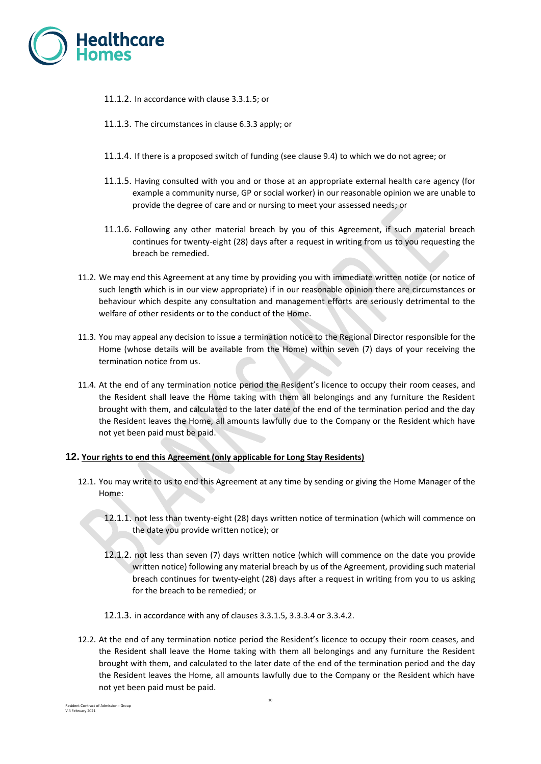11.1.2. In accordance with clause 3.3.1.5; or

11.1.3. The circumstances in clause 6.3.3 apply; or

11.1.4. If there is a proposed switch of funding (see clause 9.4) to which we do not agree; or

11.1.5. Having consulted with you and or those at an appropriate external health care agency (for example a community nurse, GP or social worker) in our reasonable opinion we are unable to provide the degree of care and or nursing to meet your assessed needs; or

11.1.6. Following any other material breach by you of this Agreement, if such material breach continues for twenty-eight (28) days after a request in writing from us to you requesting the breach be remedied.

11.2. We may end this Agreement at any time by providing you with immediate written notice (or notice of such length which is in our view appropriate) if in our reasonable opinion there are circumstances or behaviour which despite any consultation and management efforts are seriously detrimental to the welfare of other residents or to the conduct of the Home.

11.3. You may appeal any decision to issue a termination notice to the Regional Director responsible for the Home (whose details will be available from the Home) within seven (7) days of your receiving the termination notice from us.

11.4. At the end of any termination notice period the Resident's licence to occupy their room ceases, and the Resident shall leave the Home taking with them all belongings and any furniture the Resident brought with them, and calculated to the later date of the end of the termination period and the day the Resident leaves the Home, all amounts lawfully due to the Company or the Resident which have not yet been paid must be paid.

## 12. Your rights to end this Agreement (only applicable for Long Stay Residents)

12.1. You may write to us to end this Agreement at any time by sending or giving the Home Manager of the Home:

12.1.1. not less than twenty-eight (28) days written notice of termination (which will commence on the date you provide written notice); or

12.1.2. not less than seven (7) days written notice (which will commence on the date you provide written notice) following any material breach by us of the Agreement, providing such material breach continues for twenty-eight (28) days after a request in writing from you to us asking for the breach to be remedied; or

12.1.3. in accordance with any of clauses 3.3.1.5, 3.3.3.4 or 3.3.4.2.

12.2. At the end of any termination notice period the Resident's licence to occupy their room ceases, and the Resident shall leave the Home taking with them all belongings and any furniture the Resident brought with them, and calculated to the later date of the end of the termination period and the day the Resident leaves the Home, all amounts lawfully due to the Company or the Resident which have not yet been paid must be paid.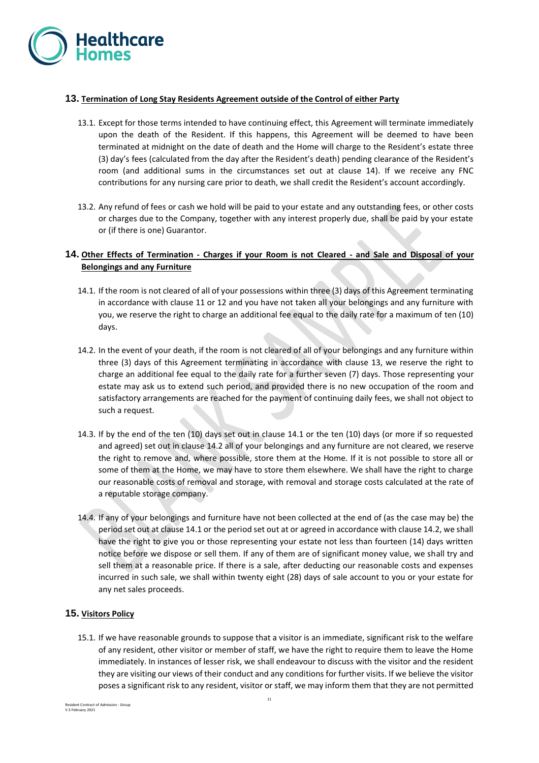## 13. Termination of Long Stay Residents Agreement outside of the Control of either Party

13.1. Except for those terms intended to have continuing effect, this Agreement will terminate immediately upon the death of the Resident. If this happens, this Agreement will be deemed to have been terminated at midnight on the date of death and the Home will charge to the Resident's estate three (3) day's fees (calculated from the day after the Resident's death) pending clearance of the Resident's room (and additional sums in the circumstances set out at clause 14). If we receive any FNC contributions for any nursing care prior to death, we shall credit the Resident's account accordingly.

13.2. Any refund of fees or cash we hold will be paid to your estate and any outstanding fees, or other costs or charges due to the Company, together with any interest properly due, shall be paid by your estate or (if there is one) Guarantor.

## 14. Other Effects of Termination - Charges if your Room is not Cleared - and Sale and Disposal of your Belongings and any Furniture

14.1. If the room is not cleared of all of your possessions within three (3) days of this Agreement terminating in accordance with clause 11 or 12 and you have not taken all your belongings and any furniture with you, we reserve the right to charge an additional fee equal to the daily rate for a maximum of ten (10) days.

14.2. In the event of your death, if the room is not cleared of all of your belongings and any furniture within three (3) days of this Agreement terminating in accordance with clause 13, we reserve the right to charge an additional fee equal to the daily rate for a further seven (7) days. Those representing your estate may ask us to extend such period, and provided there is no new occupation of the room and satisfactory arrangements are reached for the payment of continuing daily fees, we shall not object to such a request.

14.3. If by the end of the ten (10) days set out in clause 14.1 or the ten (10) days (or more if so requested and agreed) set out in clause 14.2 all of your belongings and any furniture are not cleared, we reserve the right to remove and, where possible, store them at the Home. If it is not possible to store all or some of them at the Home, we may have to store them elsewhere. We shall have the right to charge our reasonable costs of removal and storage, with removal and storage costs calculated at the rate of a reputable storage company.

14.4. If any of your belongings and furniture have not been collected at the end of (as the case may be) the period set out at clause 14.1 or the period set out at or agreed in accordance with clause 14.2, we shall have the right to give you or those representing your estate not less than fourteen (14) days written notice before we dispose or sell them. If any of them are of significant money value, we shall try and sell them at a reasonable price. If there is a sale, after deducting our reasonable costs and expenses incurred in such sale, we shall within twenty eight (28) days of sale account to you or your estate for any net sales proceeds.

## 15. Visitors Policy

15.1. If we have reasonable grounds to suppose that a visitor is an immediate, significant risk to the welfare of any resident, other visitor or member of staff, we have the right to require them to leave the Home immediately. In instances of lesser risk, we shall endeavour to discuss with the visitor and the resident they are visiting our views of their conduct and any conditions for further visits. If we believe the visitor poses a significant risk to any resident, visitor or staff, we may inform them that they are not permitted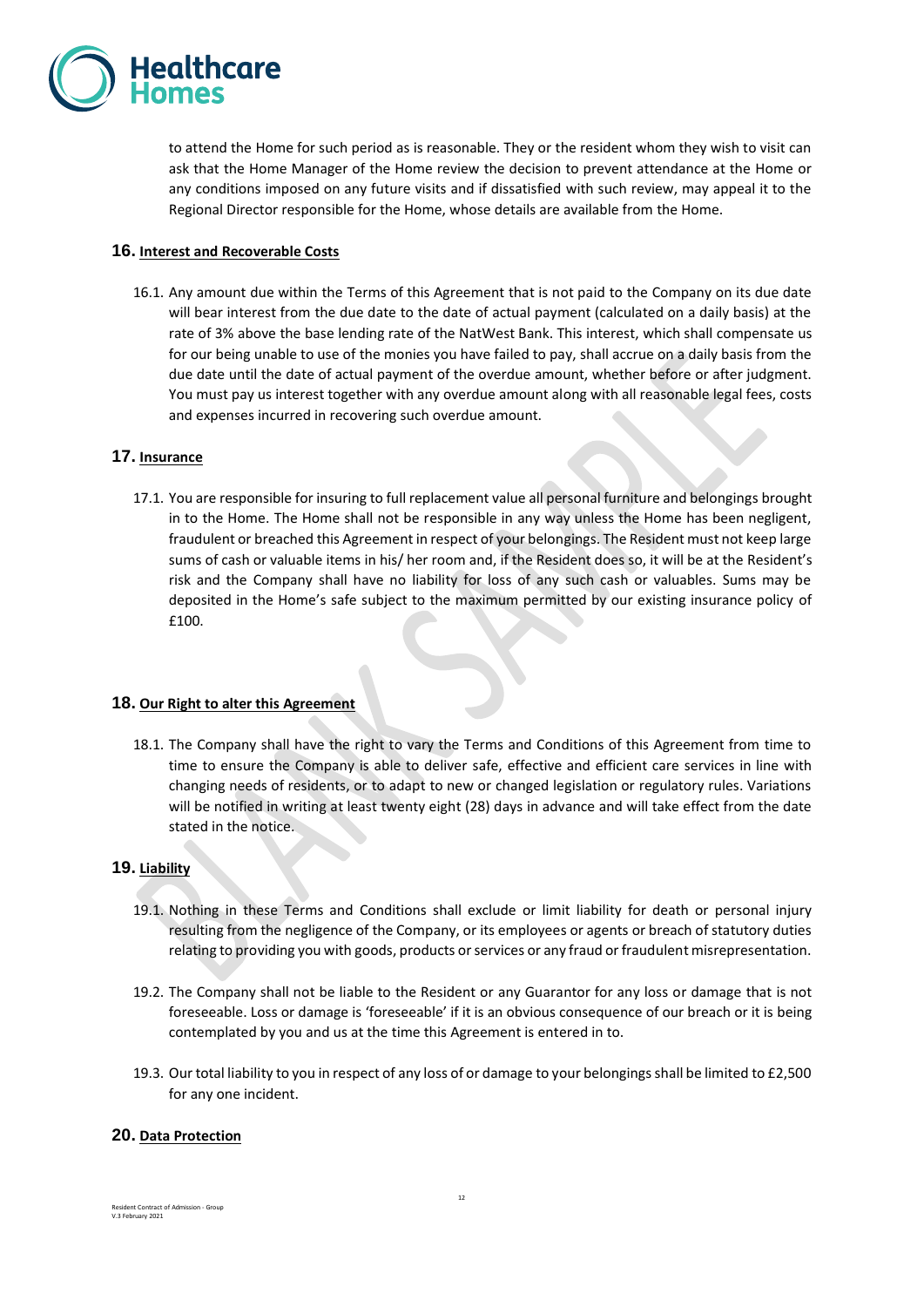to attend the Home for such period as is reasonable. They or the resident whom they wish to visit can ask that the Home Manager of the Home review the decision to prevent attendance at the Home or any conditions imposed on any future visits and if dissatisfied with such review, may appeal it to the Regional Director responsible for the Home, whose details are available from the Home.

## 16. Interest and Recoverable Costs

16.1. Any amount due within the Terms of this Agreement that is not paid to the Company on its due date will bear interest from the due date to the date of actual payment (calculated on a daily basis) at the rate of 3% above the base lending rate of the NatWest Bank. This interest, which shall compensate us for our being unable to use of the monies you have failed to pay, shall accrue on a daily basis from the due date until the date of actual payment of the overdue amount, whether before or after judgment. You must pay us interest together with any overdue amount along with all reasonable legal fees, costs and expenses incurred in recovering such overdue amount.

## 17. Insurance

17.1. You are responsible for insuring to full replacement value all personal furniture and belongings brought in to the Home. The Home shall not be responsible in any way unless the Home has been negligent, fraudulent or breached this Agreement in respect of your belongings. The Resident must not keep large sums of cash or valuable items in his/ her room and, if the Resident does so, it will be at the Resident's risk and the Company shall have no liability for loss of any such cash or valuables. Sums may be deposited in the Home's safe subject to the maximum permitted by our existing insurance policy of £100.

## 18. Our Right to alter this Agreement

18.1. The Company shall have the right to vary the Terms and Conditions of this Agreement from time to time to ensure the Company is able to deliver safe, effective and efficient care services in line with changing needs of residents, or to adapt to new or changed legislation or regulatory rules. Variations will be notified in writing at least twenty eight (28) days in advance and will take effect from the date stated in the notice.

## 19. Liability

19.1. Nothing in these Terms and Conditions shall exclude or limit liability for death or personal injury resulting from the negligence of the Company, or its employees or agents or breach of statutory duties relating to providing you with goods, products or services or any fraud or fraudulent misrepresentation.

19.2. The Company shall not be liable to the Resident or any Guarantor for any loss or damage that is not foreseeable. Loss or damage is 'foreseeable' if it is an obvious consequence of our breach or it is being contemplated by you and us at the time this Agreement is entered in to.

19.3. Our total liability to you in respect of any loss of or damage to your belongings shall be limited to £2,500 for any one incident.

## 20. Data Protection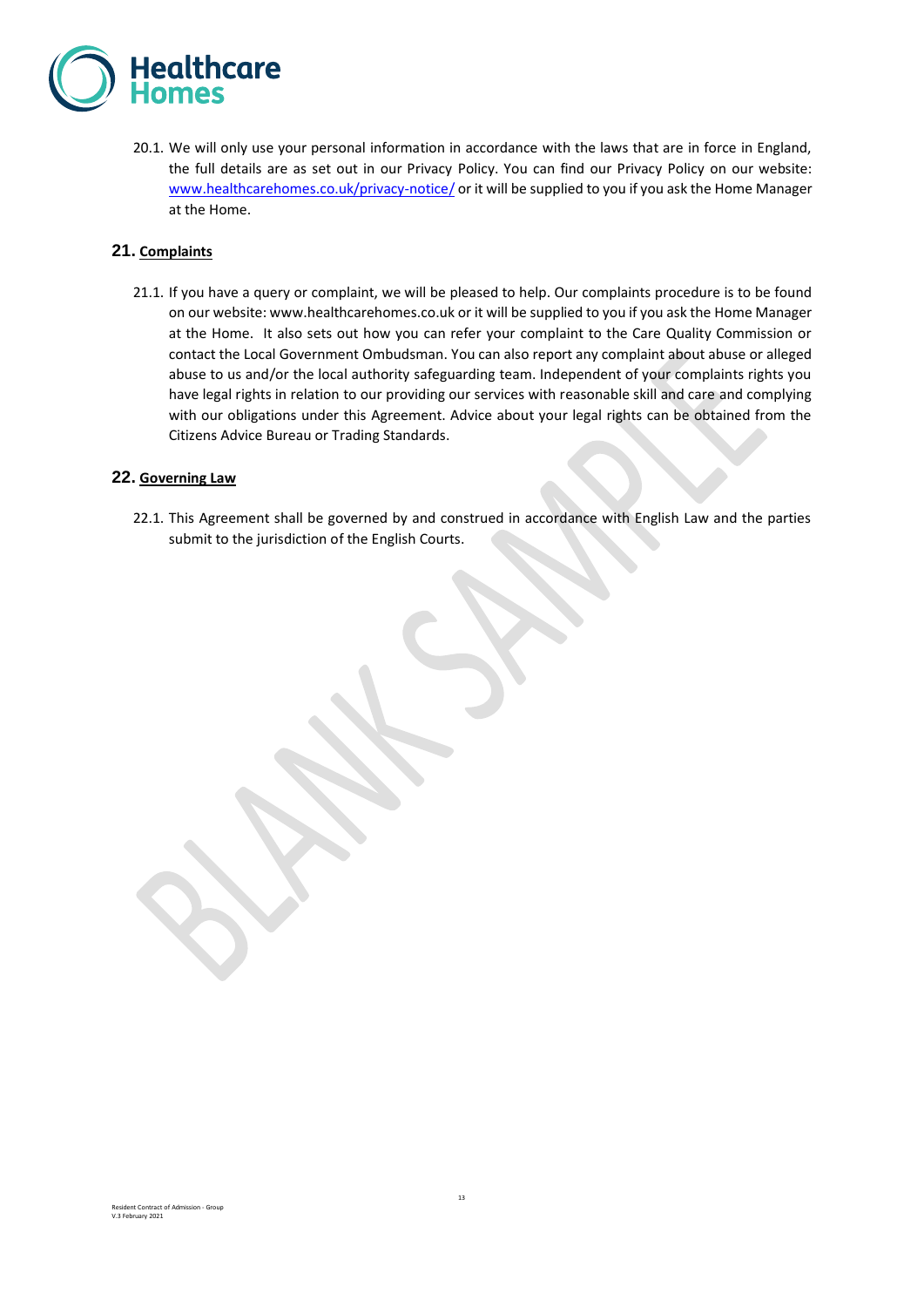20.1. We will only use your personal information in accordance with the laws that are in force in England, the full details are as set out in our Privacy Policy. You can find our Privacy Policy on our website: [www.healthcarehomes.co.uk/privacy-notice/](www.healthcarehomes.co.uk/privacy-notice/) or it will be supplied to you if you ask the Home Manager at the Home.

## 21. Complaints

21.1. If you have a query or complaint, we will be pleased to help. Our complaints procedure is to be found on our website: www.healthcarehomes.co.uk or it will be supplied to you if you ask the Home Manager at the Home. It also sets out how you can refer your complaint to the Care Quality Commission or contact the Local Government Ombudsman. You can also report any complaint about abuse or alleged abuse to us and/or the local authority safeguarding team. Independent of your complaints rights you have legal rights in relation to our providing our services with reasonable skill and care and complying with our obligations under this Agreement. Advice about your legal rights can be obtained from the Citizens Advice Bureau or Trading Standards.

## 22. Governing Law

22.1. This Agreement shall be governed by and construed in accordance with English Law and the parties submit to the jurisdiction of the English Courts.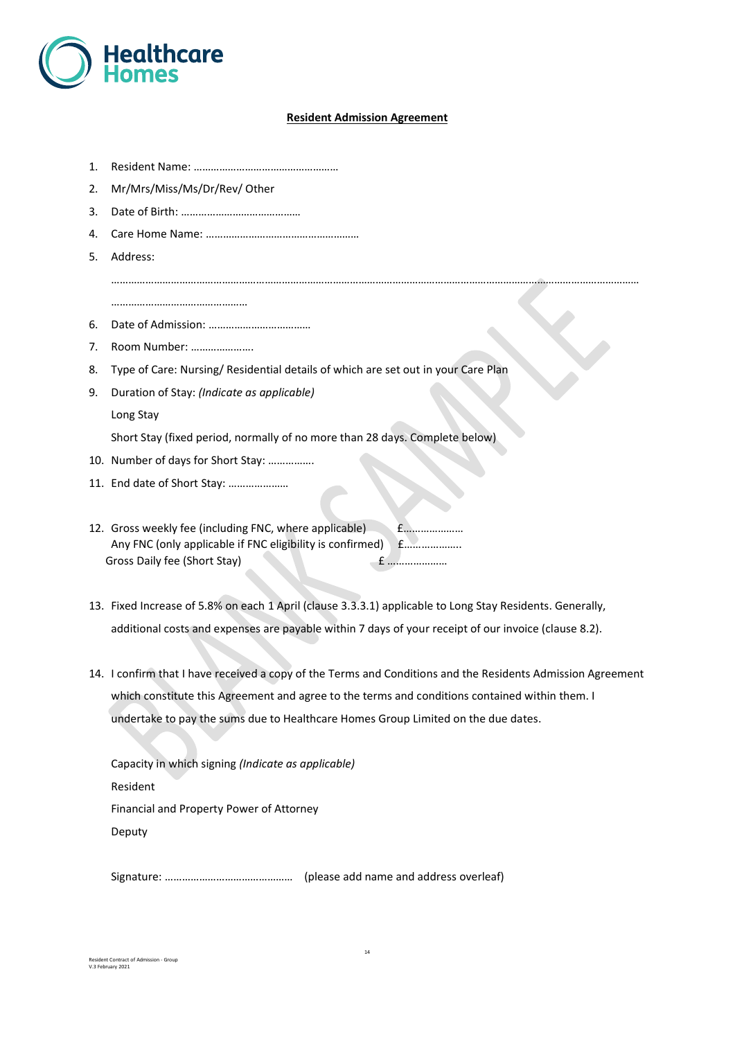Healthcare Homes

**Resident Admission Agreement**

1. Resident Name: ……………………………………………
2. Mr/Mrs/Miss/Ms/Dr/Rev/ Other
3. Date of Birth: ……………………………………
4. Care Home Name: ………………………………………………
5. Address:

   ………………………………………………………………………………………………………………………………………………………

   …………………………………………
6. Date of Admission: ………………………………
7. Room Number: ………………….
8. Type of Care: Nursing/ Residential details of which are set out in your Care Plan
9. Duration of Stay: *(Indicate as applicable)*

   Long Stay

   Short Stay (fixed period, normally of no more than 28 days. Complete below)
10. Number of days for Short Stay: …………….
11. End date of Short Stay: …………………
12. Gross weekly fee (including FNC, where applicable) £…………………
    Any FNC (only applicable if FNC eligibility is confirmed) £………………..
    Gross Daily fee (Short Stay) £ …………………
13. Fixed Increase of 5.8% on each 1 April (clause 3.3.3.1) applicable to Long Stay Residents. Generally, additional costs and expenses are payable within 7 days of your receipt of our invoice (clause 8.2).
14. I confirm that I have received a copy of the Terms and Conditions and the Residents Admission Agreement which constitute this Agreement and agree to the terms and conditions contained within them. I undertake to pay the sums due to Healthcare Homes Group Limited on the due dates.

    Capacity in which signing *(Indicate as applicable)*

    Resident

    Financial and Property Power of Attorney

    Deputy

    Signature: ……………………………………… (please add name and address overleaf)

Resident Contract of Admission - Group
V.3 February 2021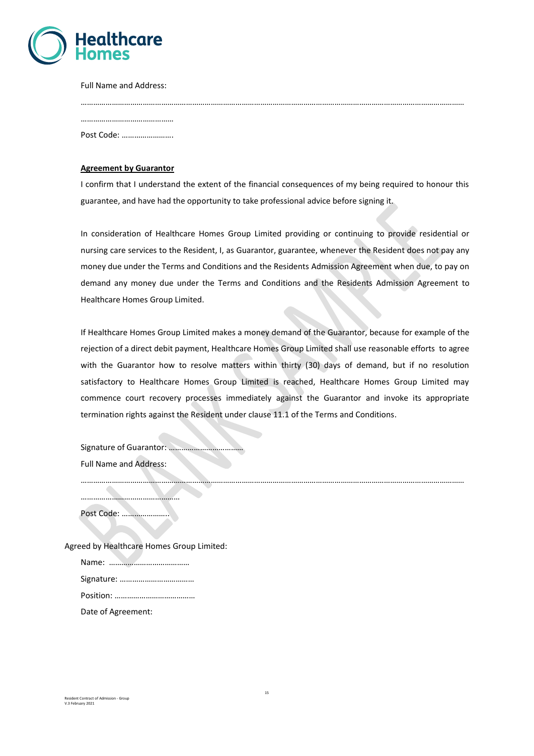Full Name and Address:

……………………………………………………………………………………………………………………………………………………………………

………………………………………

Post Code: …………………….

**Agreement by Guarantor**

I confirm that I understand the extent of the financial consequences of my being required to honour this guarantee, and have had the opportunity to take professional advice before signing it.

In consideration of Healthcare Homes Group Limited providing or continuing to provide residential or nursing care services to the Resident, I, as Guarantor, guarantee, whenever the Resident does not pay any money due under the Terms and Conditions and the Residents Admission Agreement when due, to pay on demand any money due under the Terms and Conditions and the Residents Admission Agreement to Healthcare Homes Group Limited.

If Healthcare Homes Group Limited makes a money demand of the Guarantor, because for example of the rejection of a direct debit payment, Healthcare Homes Group Limited shall use reasonable efforts to agree with the Guarantor how to resolve matters within thirty (30) days of demand, but if no resolution satisfactory to Healthcare Homes Group Limited is reached, Healthcare Homes Group Limited may commence court recovery processes immediately against the Guarantor and invoke its appropriate termination rights against the Resident under clause 11.1 of the Terms and Conditions.

Signature of Guarantor: ………………………………

Full Name and Address:

……………………………………………………………………………………………………………………………………………………………………

…………………………………………

Post Code: …………………..

Agreed by Healthcare Homes Group Limited:

Name: …………………………………

Signature: ………………………………

Position: …………………………………

Date of Agreement: